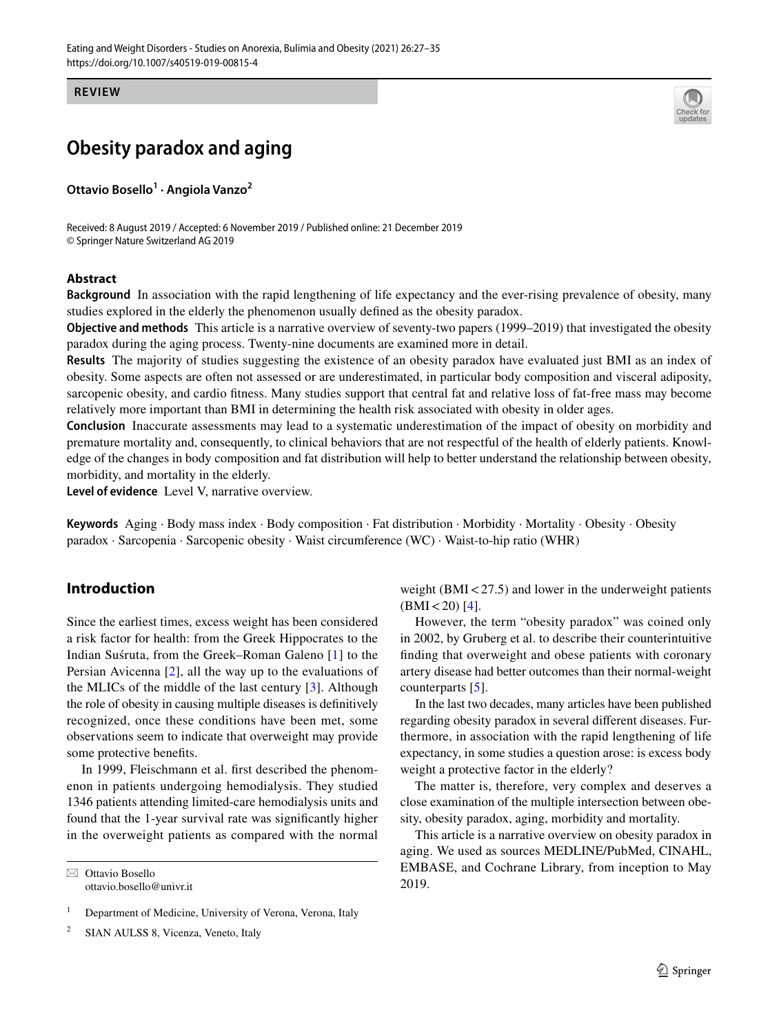REVIEW

# Obesity paradox and aging

**Ottavio Bosello**[1] · **Angiola Vanzo**[2]

Received: 8 August 2019 / Accepted: 6 November 2019 / Published online: 21 December 2019
© Springer Nature Switzerland AG 2019

## Abstract

**Background** In association with the rapid lengthening of life expectancy and the ever-rising prevalence of obesity, many studies explored in the elderly the phenomenon usually defined as the obesity paradox.

**Objective and methods** This article is a narrative overview of seventy-two papers (1999–2019) that investigated the obesity paradox during the aging process. Twenty-nine documents are examined more in detail.

**Results** The majority of studies suggesting the existence of an obesity paradox have evaluated just BMI as an index of obesity. Some aspects are often not assessed or are underestimated, in particular body composition and visceral adiposity, sarcopenic obesity, and cardio fitness. Many studies support that central fat and relative loss of fat-free mass may become relatively more important than BMI in determining the health risk associated with obesity in older ages.

**Conclusion** Inaccurate assessments may lead to a systematic underestimation of the impact of obesity on morbidity and premature mortality and, consequently, to clinical behaviors that are not respectful of the health of elderly patients. Knowledge of the changes in body composition and fat distribution will help to better understand the relationship between obesity, morbidity, and mortality in the elderly.

**Level of evidence** Level V, narrative overview.

**Keywords** Aging · Body mass index · Body composition · Fat distribution · Morbidity · Mortality · Obesity · Obesity paradox · Sarcopenia · Sarcopenic obesity · Waist circumference (WC) · Waist-to-hip ratio (WHR)

## Introduction

Since the earliest times, excess weight has been considered a risk factor for health: from the Greek Hippocrates to the Indian Suśruta, from the Greek–Roman Galeno [1] to the Persian Avicenna [2], all the way up to the evaluations of the MLICs of the middle of the last century [3]. Although the role of obesity in causing multiple diseases is definitively recognized, once these conditions have been met, some observations seem to indicate that overweight may provide some protective benefits.

In 1999, Fleischmann et al. first described the phenomenon in patients undergoing hemodialysis. They studied 1346 patients attending limited-care hemodialysis units and found that the 1-year survival rate was significantly higher in the overweight patients as compared with the normal weight (BMI < 27.5) and lower in the underweight patients (BMI < 20) [4].

However, the term "obesity paradox" was coined only in 2002, by Gruberg et al. to describe their counterintuitive finding that overweight and obese patients with coronary artery disease had better outcomes than their normal-weight counterparts [5].

In the last two decades, many articles have been published regarding obesity paradox in several different diseases. Furthermore, in association with the rapid lengthening of life expectancy, in some studies a question arose: is excess body weight a protective factor in the elderly?

The matter is, therefore, very complex and deserves a close examination of the multiple intersection between obesity, obesity paradox, aging, morbidity and mortality.

This article is a narrative overview on obesity paradox in aging. We used as sources MEDLINE/PubMed, CINAHL, EMBASE, and Cochrane Library, from inception to May 2019.

---

✉ Ottavio Bosello
ottavio.bosello@univr.it

[1] Department of Medicine, University of Verona, Verona, Italy

[2] SIAN AULSS 8, Vicenza, Veneto, Italy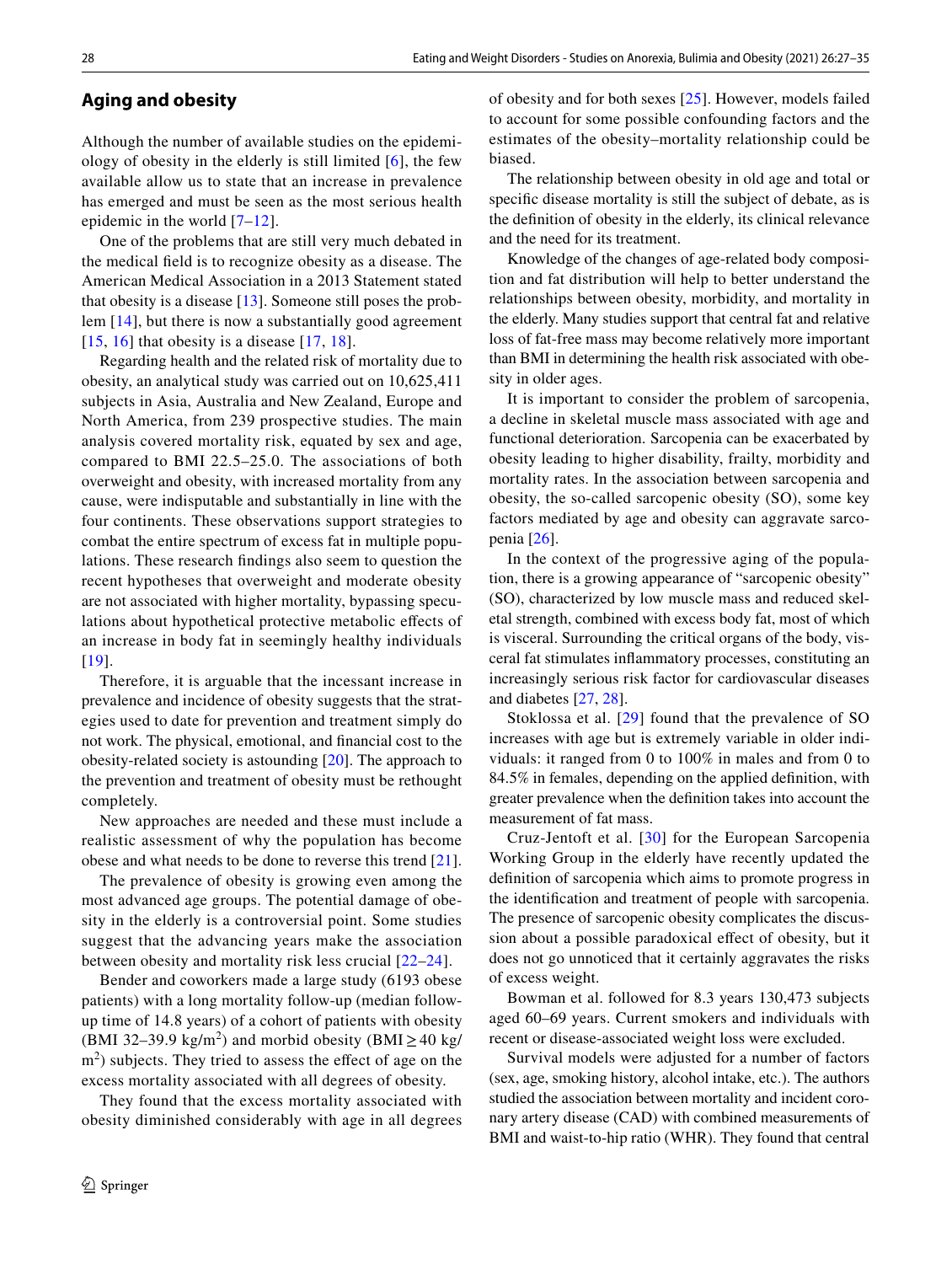## Aging and obesity

Although the number of available studies on the epidemiology of obesity in the elderly is still limited [6], the few available allow us to state that an increase in prevalence has emerged and must be seen as the most serious health epidemic in the world [7–12].

One of the problems that are still very much debated in the medical field is to recognize obesity as a disease. The American Medical Association in a 2013 Statement stated that obesity is a disease [13]. Someone still poses the problem [14], but there is now a substantially good agreement [15, 16] that obesity is a disease [17, 18].

Regarding health and the related risk of mortality due to obesity, an analytical study was carried out on 10,625,411 subjects in Asia, Australia and New Zealand, Europe and North America, from 239 prospective studies. The main analysis covered mortality risk, equated by sex and age, compared to BMI 22.5–25.0. The associations of both overweight and obesity, with increased mortality from any cause, were indisputable and substantially in line with the four continents. These observations support strategies to combat the entire spectrum of excess fat in multiple populations. These research findings also seem to question the recent hypotheses that overweight and moderate obesity are not associated with higher mortality, bypassing speculations about hypothetical protective metabolic effects of an increase in body fat in seemingly healthy individuals [19].

Therefore, it is arguable that the incessant increase in prevalence and incidence of obesity suggests that the strategies used to date for prevention and treatment simply do not work. The physical, emotional, and financial cost to the obesity-related society is astounding [20]. The approach to the prevention and treatment of obesity must be rethought completely.

New approaches are needed and these must include a realistic assessment of why the population has become obese and what needs to be done to reverse this trend [21].

The prevalence of obesity is growing even among the most advanced age groups. The potential damage of obesity in the elderly is a controversial point. Some studies suggest that the advancing years make the association between obesity and mortality risk less crucial [22–24].

Bender and coworkers made a large study (6193 obese patients) with a long mortality follow-up (median follow-up time of 14.8 years) of a cohort of patients with obesity (BMI 32–39.9 kg/m$^2$) and morbid obesity (BMI ≥ 40 kg/m$^2$) subjects. They tried to assess the effect of age on the excess mortality associated with all degrees of obesity.

They found that the excess mortality associated with obesity diminished considerably with age in all degrees of obesity and for both sexes [25]. However, models failed to account for some possible confounding factors and the estimates of the obesity–mortality relationship could be biased.

The relationship between obesity in old age and total or specific disease mortality is still the subject of debate, as is the definition of obesity in the elderly, its clinical relevance and the need for its treatment.

Knowledge of the changes of age-related body composition and fat distribution will help to better understand the relationships between obesity, morbidity, and mortality in the elderly. Many studies support that central fat and relative loss of fat-free mass may become relatively more important than BMI in determining the health risk associated with obesity in older ages.

It is important to consider the problem of sarcopenia, a decline in skeletal muscle mass associated with age and functional deterioration. Sarcopenia can be exacerbated by obesity leading to higher disability, frailty, morbidity and mortality rates. In the association between sarcopenia and obesity, the so-called sarcopenic obesity (SO), some key factors mediated by age and obesity can aggravate sarcopenia [26].

In the context of the progressive aging of the population, there is a growing appearance of "sarcopenic obesity" (SO), characterized by low muscle mass and reduced skeletal strength, combined with excess body fat, most of which is visceral. Surrounding the critical organs of the body, visceral fat stimulates inflammatory processes, constituting an increasingly serious risk factor for cardiovascular diseases and diabetes [27, 28].

Stoklossa et al. [29] found that the prevalence of SO increases with age but is extremely variable in older individuals: it ranged from 0 to 100% in males and from 0 to 84.5% in females, depending on the applied definition, with greater prevalence when the definition takes into account the measurement of fat mass.

Cruz-Jentoft et al. [30] for the European Sarcopenia Working Group in the elderly have recently updated the definition of sarcopenia which aims to promote progress in the identification and treatment of people with sarcopenia. The presence of sarcopenic obesity complicates the discussion about a possible paradoxical effect of obesity, but it does not go unnoticed that it certainly aggravates the risks of excess weight.

Bowman et al. followed for 8.3 years 130,473 subjects aged 60–69 years. Current smokers and individuals with recent or disease-associated weight loss were excluded.

Survival models were adjusted for a number of factors (sex, age, smoking history, alcohol intake, etc.). The authors studied the association between mortality and incident coronary artery disease (CAD) with combined measurements of BMI and waist-to-hip ratio (WHR). They found that central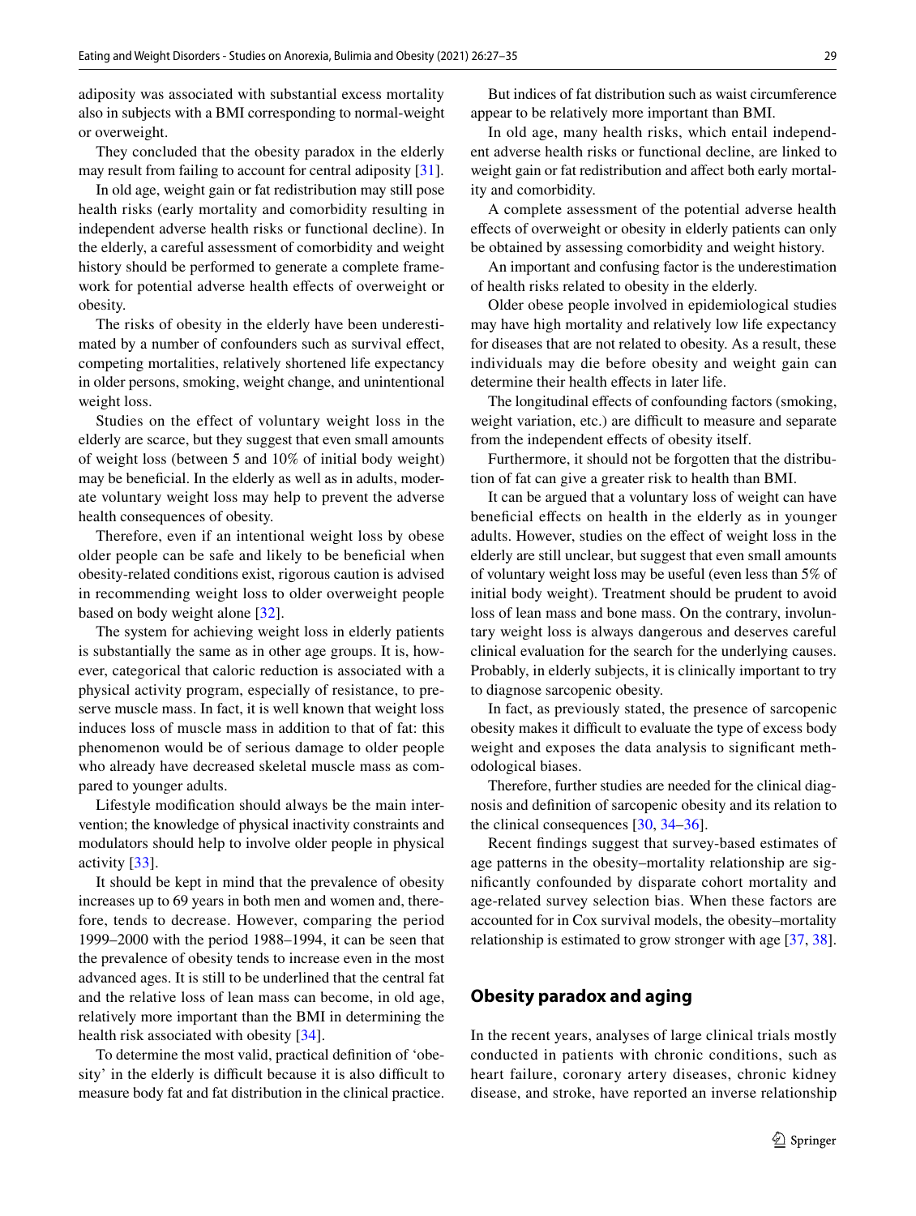adiposity was associated with substantial excess mortality also in subjects with a BMI corresponding to normal-weight or overweight.

They concluded that the obesity paradox in the elderly may result from failing to account for central adiposity [31].

In old age, weight gain or fat redistribution may still pose health risks (early mortality and comorbidity resulting in independent adverse health risks or functional decline). In the elderly, a careful assessment of comorbidity and weight history should be performed to generate a complete framework for potential adverse health effects of overweight or obesity.

The risks of obesity in the elderly have been underestimated by a number of confounders such as survival effect, competing mortalities, relatively shortened life expectancy in older persons, smoking, weight change, and unintentional weight loss.

Studies on the effect of voluntary weight loss in the elderly are scarce, but they suggest that even small amounts of weight loss (between 5 and 10% of initial body weight) may be beneficial. In the elderly as well as in adults, moderate voluntary weight loss may help to prevent the adverse health consequences of obesity.

Therefore, even if an intentional weight loss by obese older people can be safe and likely to be beneficial when obesity-related conditions exist, rigorous caution is advised in recommending weight loss to older overweight people based on body weight alone [32].

The system for achieving weight loss in elderly patients is substantially the same as in other age groups. It is, however, categorical that caloric reduction is associated with a physical activity program, especially of resistance, to preserve muscle mass. In fact, it is well known that weight loss induces loss of muscle mass in addition to that of fat: this phenomenon would be of serious damage to older people who already have decreased skeletal muscle mass as compared to younger adults.

Lifestyle modification should always be the main intervention; the knowledge of physical inactivity constraints and modulators should help to involve older people in physical activity [33].

It should be kept in mind that the prevalence of obesity increases up to 69 years in both men and women and, therefore, tends to decrease. However, comparing the period 1999–2000 with the period 1988–1994, it can be seen that the prevalence of obesity tends to increase even in the most advanced ages. It is still to be underlined that the central fat and the relative loss of lean mass can become, in old age, relatively more important than the BMI in determining the health risk associated with obesity [34].

To determine the most valid, practical definition of 'obesity' in the elderly is difficult because it is also difficult to measure body fat and fat distribution in the clinical practice. But indices of fat distribution such as waist circumference appear to be relatively more important than BMI.

In old age, many health risks, which entail independent adverse health risks or functional decline, are linked to weight gain or fat redistribution and affect both early mortality and comorbidity.

A complete assessment of the potential adverse health effects of overweight or obesity in elderly patients can only be obtained by assessing comorbidity and weight history.

An important and confusing factor is the underestimation of health risks related to obesity in the elderly.

Older obese people involved in epidemiological studies may have high mortality and relatively low life expectancy for diseases that are not related to obesity. As a result, these individuals may die before obesity and weight gain can determine their health effects in later life.

The longitudinal effects of confounding factors (smoking, weight variation, etc.) are difficult to measure and separate from the independent effects of obesity itself.

Furthermore, it should not be forgotten that the distribution of fat can give a greater risk to health than BMI.

It can be argued that a voluntary loss of weight can have beneficial effects on health in the elderly as in younger adults. However, studies on the effect of weight loss in the elderly are still unclear, but suggest that even small amounts of voluntary weight loss may be useful (even less than 5% of initial body weight). Treatment should be prudent to avoid loss of lean mass and bone mass. On the contrary, involuntary weight loss is always dangerous and deserves careful clinical evaluation for the search for the underlying causes. Probably, in elderly subjects, it is clinically important to try to diagnose sarcopenic obesity.

In fact, as previously stated, the presence of sarcopenic obesity makes it difficult to evaluate the type of excess body weight and exposes the data analysis to significant methodological biases.

Therefore, further studies are needed for the clinical diagnosis and definition of sarcopenic obesity and its relation to the clinical consequences [30, 34–36].

Recent findings suggest that survey-based estimates of age patterns in the obesity–mortality relationship are significantly confounded by disparate cohort mortality and age-related survey selection bias. When these factors are accounted for in Cox survival models, the obesity–mortality relationship is estimated to grow stronger with age [37, 38].

## Obesity paradox and aging

In the recent years, analyses of large clinical trials mostly conducted in patients with chronic conditions, such as heart failure, coronary artery diseases, chronic kidney disease, and stroke, have reported an inverse relationship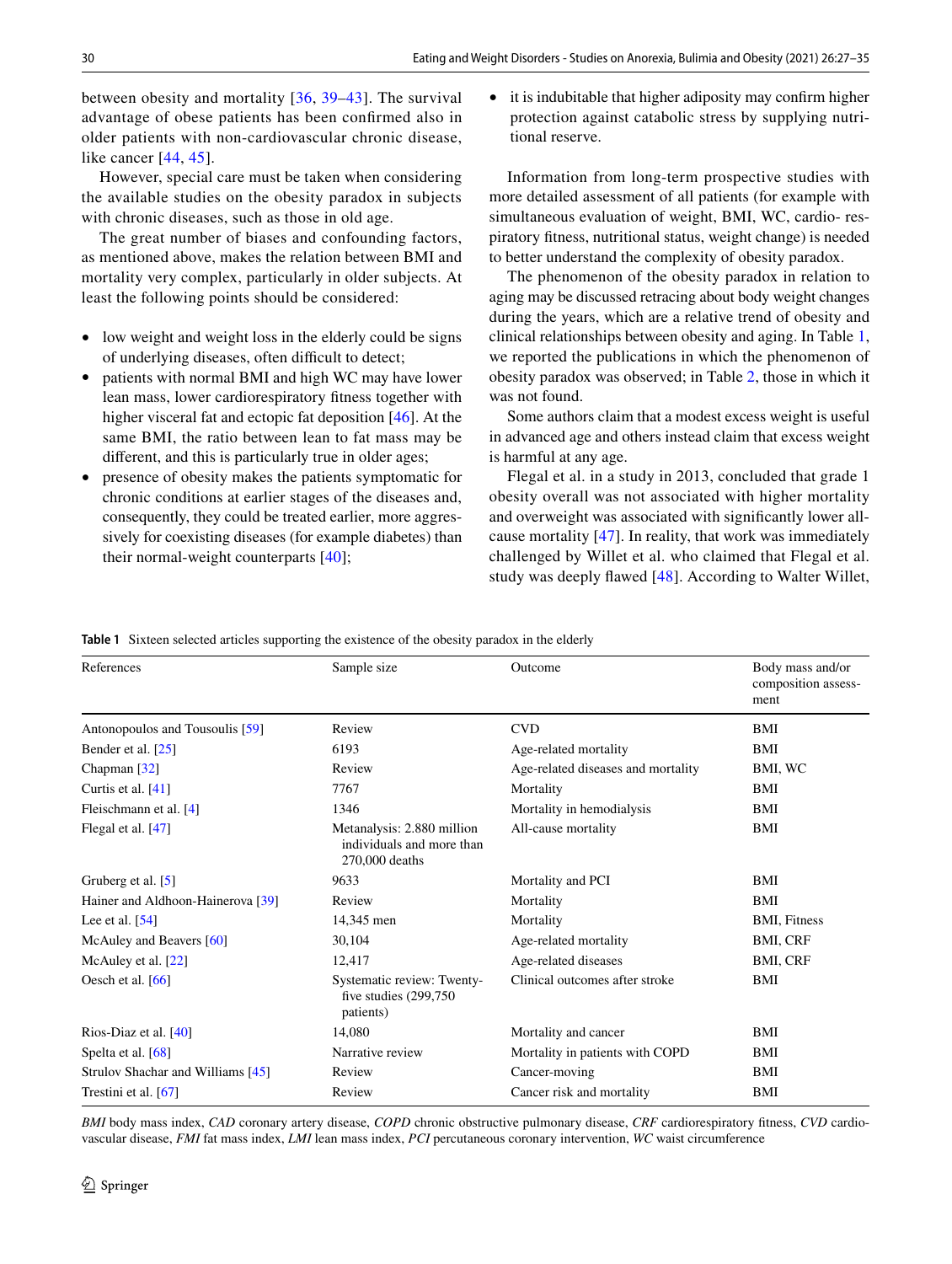between obesity and mortality [36, 39–43]. The survival advantage of obese patients has been confirmed also in older patients with non-cardiovascular chronic disease, like cancer [44, 45].

However, special care must be taken when considering the available studies on the obesity paradox in subjects with chronic diseases, such as those in old age.

The great number of biases and confounding factors, as mentioned above, makes the relation between BMI and mortality very complex, particularly in older subjects. At least the following points should be considered:

- low weight and weight loss in the elderly could be signs of underlying diseases, often difficult to detect;
- patients with normal BMI and high WC may have lower lean mass, lower cardiorespiratory fitness together with higher visceral fat and ectopic fat deposition [46]. At the same BMI, the ratio between lean to fat mass may be different, and this is particularly true in older ages;
- presence of obesity makes the patients symptomatic for chronic conditions at earlier stages of the diseases and, consequently, they could be treated earlier, more aggressively for coexisting diseases (for example diabetes) than their normal-weight counterparts [40];
- it is indubitable that higher adiposity may confirm higher protection against catabolic stress by supplying nutritional reserve.

Information from long-term prospective studies with more detailed assessment of all patients (for example with simultaneous evaluation of weight, BMI, WC, cardio- respiratory fitness, nutritional status, weight change) is needed to better understand the complexity of obesity paradox.

The phenomenon of the obesity paradox in relation to aging may be discussed retracing about body weight changes during the years, which are a relative trend of obesity and clinical relationships between obesity and aging. In Table 1, we reported the publications in which the phenomenon of obesity paradox was observed; in Table 2, those in which it was not found.

Some authors claim that a modest excess weight is useful in advanced age and others instead claim that excess weight is harmful at any age.

Flegal et al. in a study in 2013, concluded that grade 1 obesity overall was not associated with higher mortality and overweight was associated with significantly lower all-cause mortality [47]. In reality, that work was immediately challenged by Willet et al. who claimed that Flegal et al. study was deeply flawed [48]. According to Walter Willet,

**Table 1** Sixteen selected articles supporting the existence of the obesity paradox in the elderly

| References | Sample size | Outcome | Body mass and/or composition assessment |
|---|---|---|---|
| Antonopoulos and Tousoulis [59] | Review | CVD | BMI |
| Bender et al. [25] | 6193 | Age-related mortality | BMI |
| Chapman [32] | Review | Age-related diseases and mortality | BMI, WC |
| Curtis et al. [41] | 7767 | Mortality | BMI |
| Fleischmann et al. [4] | 1346 | Mortality in hemodialysis | BMI |
| Flegal et al. [47] | Metanalysis: 2.880 million individuals and more than 270,000 deaths | All-cause mortality | BMI |
| Gruberg et al. [5] | 9633 | Mortality and PCI | BMI |
| Hainer and Aldhoon-Hainerova [39] | Review | Mortality | BMI |
| Lee et al. [54] | 14,345 men | Mortality | BMI, Fitness |
| McAuley and Beavers [60] | 30,104 | Age-related mortality | BMI, CRF |
| McAuley et al. [22] | 12,417 | Age-related diseases | BMI, CRF |
| Oesch et al. [66] | Systematic review: Twenty-five studies (299,750 patients) | Clinical outcomes after stroke | BMI |
| Rios-Diaz et al. [40] | 14,080 | Mortality and cancer | BMI |
| Spelta et al. [68] | Narrative review | Mortality in patients with COPD | BMI |
| Strulov Shachar and Williams [45] | Review | Cancer-moving | BMI |
| Trestini et al. [67] | Review | Cancer risk and mortality | BMI |

*BMI* body mass index, *CAD* coronary artery disease, *COPD* chronic obstructive pulmonary disease, *CRF* cardiorespiratory fitness, *CVD* cardiovascular disease, *FMI* fat mass index, *LMI* lean mass index, *PCI* percutaneous coronary intervention, *WC* waist circumference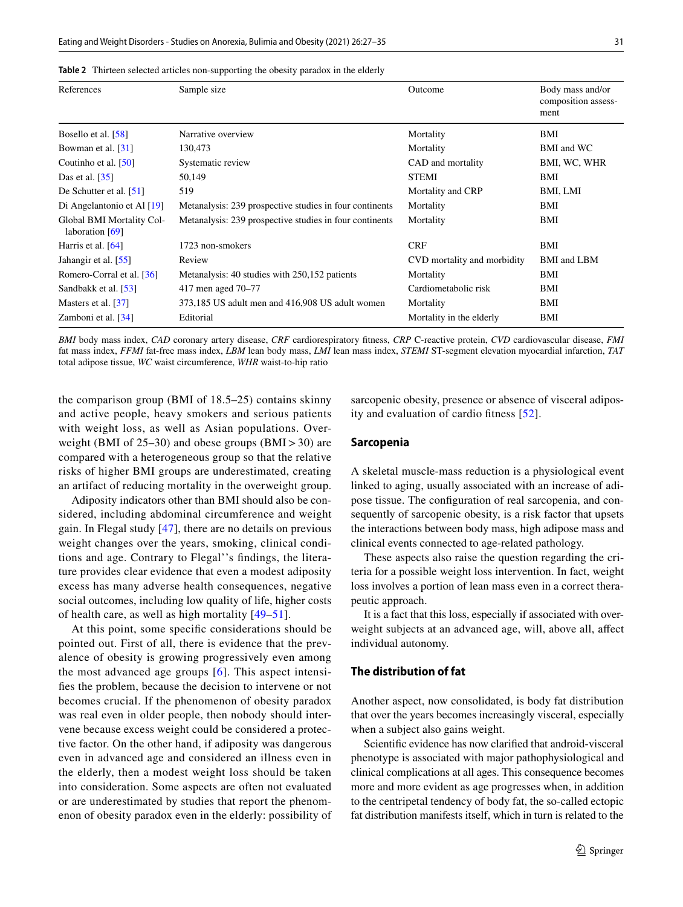**Table 2** Thirteen selected articles non-supporting the obesity paradox in the elderly

| References | Sample size | Outcome | Body mass and/or composition assessment |
|---|---|---|---|
| Bosello et al. [58] | Narrative overview | Mortality | BMI |
| Bowman et al. [31] | 130,473 | Mortality | BMI and WC |
| Coutinho et al. [50] | Systematic review | CAD and mortality | BMI, WC, WHR |
| Das et al. [35] | 50,149 | STEMI | BMI |
| De Schutter et al. [51] | 519 | Mortality and CRP | BMI, LMI |
| Di Angelantonio et Al [19] | Metanalysis: 239 prospective studies in four continents | Mortality | BMI |
| Global BMI Mortality Collaboration [69] | Metanalysis: 239 prospective studies in four continents | Mortality | BMI |
| Harris et al. [64] | 1723 non-smokers | CRF | BMI |
| Jahangir et al. [55] | Review | CVD mortality and morbidity | BMI and LBM |
| Romero-Corral et al. [36] | Metanalysis: 40 studies with 250,152 patients | Mortality | BMI |
| Sandbakk et al. [53] | 417 men aged 70–77 | Cardiometabolic risk | BMI |
| Masters et al. [37] | 373,185 US adult men and 416,908 US adult women | Mortality | BMI |
| Zamboni et al. [34] | Editorial | Mortality in the elderly | BMI |

*BMI* body mass index, *CAD* coronary artery disease, *CRF* cardiorespiratory fitness, *CRP* C-reactive protein, *CVD* cardiovascular disease, *FMI* fat mass index, *FFMI* fat-free mass index, *LBM* lean body mass, *LMI* lean mass index, *STEMI* ST-segment elevation myocardial infarction, *TAT* total adipose tissue, *WC* waist circumference, *WHR* waist-to-hip ratio

the comparison group (BMI of 18.5–25) contains skinny and active people, heavy smokers and serious patients with weight loss, as well as Asian populations. Overweight (BMI of 25–30) and obese groups (BMI > 30) are compared with a heterogeneous group so that the relative risks of higher BMI groups are underestimated, creating an artifact of reducing mortality in the overweight group.

Adiposity indicators other than BMI should also be considered, including abdominal circumference and weight gain. In Flegal study [47], there are no details on previous weight changes over the years, smoking, clinical conditions and age. Contrary to Flegal''s findings, the literature provides clear evidence that even a modest adiposity excess has many adverse health consequences, negative social outcomes, including low quality of life, higher costs of health care, as well as high mortality [49–51].

At this point, some specific considerations should be pointed out. First of all, there is evidence that the prevalence of obesity is growing progressively even among the most advanced age groups [6]. This aspect intensifies the problem, because the decision to intervene or not becomes crucial. If the phenomenon of obesity paradox was real even in older people, then nobody should intervene because excess weight could be considered a protective factor. On the other hand, if adiposity was dangerous even in advanced age and considered an illness even in the elderly, then a modest weight loss should be taken into consideration. Some aspects are often not evaluated or are underestimated by studies that report the phenomenon of obesity paradox even in the elderly: possibility of sarcopenic obesity, presence or absence of visceral adiposity and evaluation of cardio fitness [52].

## Sarcopenia

A skeletal muscle-mass reduction is a physiological event linked to aging, usually associated with an increase of adipose tissue. The configuration of real sarcopenia, and consequently of sarcopenic obesity, is a risk factor that upsets the interactions between body mass, high adipose mass and clinical events connected to age-related pathology.

These aspects also raise the question regarding the criteria for a possible weight loss intervention. In fact, weight loss involves a portion of lean mass even in a correct therapeutic approach.

It is a fact that this loss, especially if associated with overweight subjects at an advanced age, will, above all, affect individual autonomy.

## The distribution of fat

Another aspect, now consolidated, is body fat distribution that over the years becomes increasingly visceral, especially when a subject also gains weight.

Scientific evidence has now clarified that android-visceral phenotype is associated with major pathophysiological and clinical complications at all ages. This consequence becomes more and more evident as age progresses when, in addition to the centripetal tendency of body fat, the so-called ectopic fat distribution manifests itself, which in turn is related to the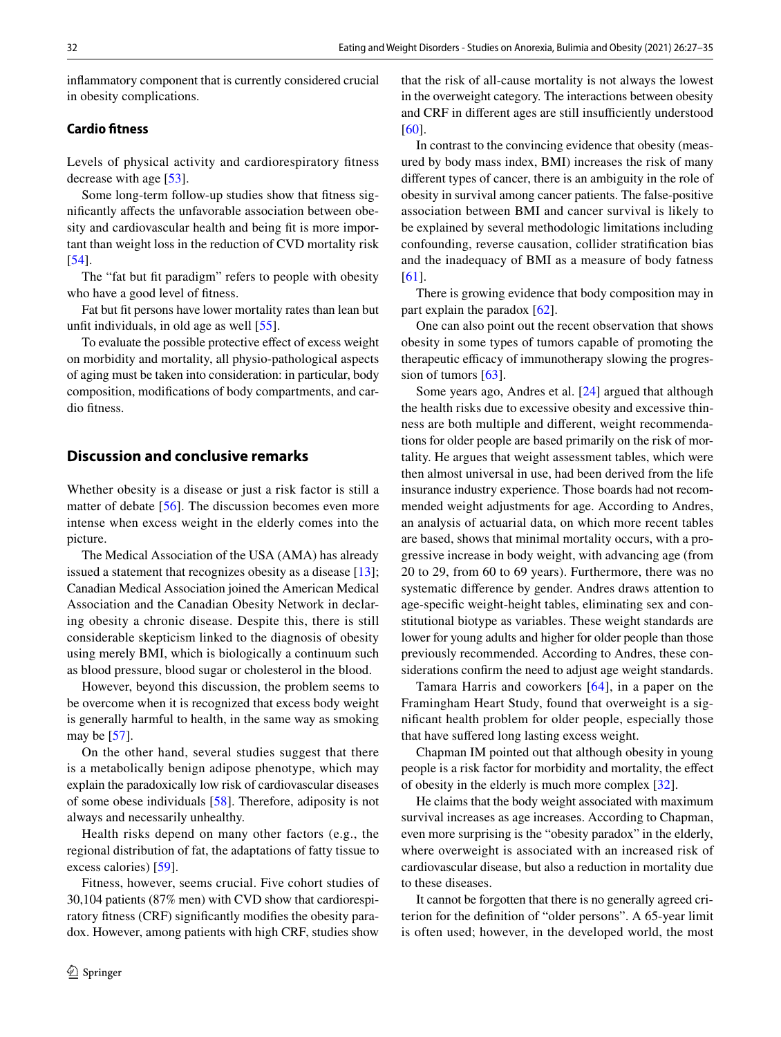inflammatory component that is currently considered crucial in obesity complications.

### Cardio fitness

Levels of physical activity and cardiorespiratory fitness decrease with age [53].

Some long-term follow-up studies show that fitness significantly affects the unfavorable association between obesity and cardiovascular health and being fit is more important than weight loss in the reduction of CVD mortality risk [54].

The "fat but fit paradigm" refers to people with obesity who have a good level of fitness.

Fat but fit persons have lower mortality rates than lean but unfit individuals, in old age as well [55].

To evaluate the possible protective effect of excess weight on morbidity and mortality, all physio-pathological aspects of aging must be taken into consideration: in particular, body composition, modifications of body compartments, and cardio fitness.

## Discussion and conclusive remarks

Whether obesity is a disease or just a risk factor is still a matter of debate [56]. The discussion becomes even more intense when excess weight in the elderly comes into the picture.

The Medical Association of the USA (AMA) has already issued a statement that recognizes obesity as a disease [13]; Canadian Medical Association joined the American Medical Association and the Canadian Obesity Network in declaring obesity a chronic disease. Despite this, there is still considerable skepticism linked to the diagnosis of obesity using merely BMI, which is biologically a continuum such as blood pressure, blood sugar or cholesterol in the blood.

However, beyond this discussion, the problem seems to be overcome when it is recognized that excess body weight is generally harmful to health, in the same way as smoking may be [57].

On the other hand, several studies suggest that there is a metabolically benign adipose phenotype, which may explain the paradoxically low risk of cardiovascular diseases of some obese individuals [58]. Therefore, adiposity is not always and necessarily unhealthy.

Health risks depend on many other factors (e.g., the regional distribution of fat, the adaptations of fatty tissue to excess calories) [59].

Fitness, however, seems crucial. Five cohort studies of 30,104 patients (87% men) with CVD show that cardiorespiratory fitness (CRF) significantly modifies the obesity paradox. However, among patients with high CRF, studies show that the risk of all-cause mortality is not always the lowest in the overweight category. The interactions between obesity and CRF in different ages are still insufficiently understood [60].

In contrast to the convincing evidence that obesity (measured by body mass index, BMI) increases the risk of many different types of cancer, there is an ambiguity in the role of obesity in survival among cancer patients. The false-positive association between BMI and cancer survival is likely to be explained by several methodologic limitations including confounding, reverse causation, collider stratification bias and the inadequacy of BMI as a measure of body fatness [61].

There is growing evidence that body composition may in part explain the paradox [62].

One can also point out the recent observation that shows obesity in some types of tumors capable of promoting the therapeutic efficacy of immunotherapy slowing the progression of tumors [63].

Some years ago, Andres et al. [24] argued that although the health risks due to excessive obesity and excessive thinness are both multiple and different, weight recommendations for older people are based primarily on the risk of mortality. He argues that weight assessment tables, which were then almost universal in use, had been derived from the life insurance industry experience. Those boards had not recommended weight adjustments for age. According to Andres, an analysis of actuarial data, on which more recent tables are based, shows that minimal mortality occurs, with a progressive increase in body weight, with advancing age (from 20 to 29, from 60 to 69 years). Furthermore, there was no systematic difference by gender. Andres draws attention to age-specific weight-height tables, eliminating sex and constitutional biotype as variables. These weight standards are lower for young adults and higher for older people than those previously recommended. According to Andres, these considerations confirm the need to adjust age weight standards.

Tamara Harris and coworkers [64], in a paper on the Framingham Heart Study, found that overweight is a significant health problem for older people, especially those that have suffered long lasting excess weight.

Chapman IM pointed out that although obesity in young people is a risk factor for morbidity and mortality, the effect of obesity in the elderly is much more complex [32].

He claims that the body weight associated with maximum survival increases as age increases. According to Chapman, even more surprising is the "obesity paradox" in the elderly, where overweight is associated with an increased risk of cardiovascular disease, but also a reduction in mortality due to these diseases.

It cannot be forgotten that there is no generally agreed criterion for the definition of "older persons". A 65-year limit is often used; however, in the developed world, the most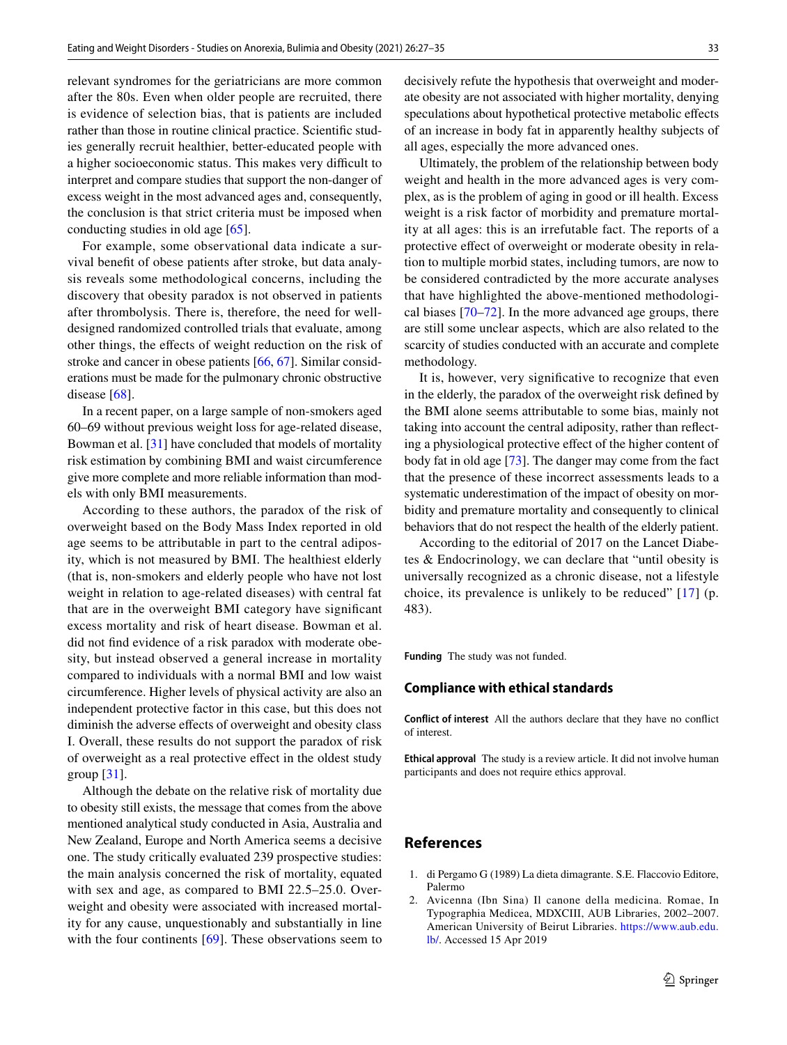relevant syndromes for the geriatricians are more common after the 80s. Even when older people are recruited, there is evidence of selection bias, that is patients are included rather than those in routine clinical practice. Scientific studies generally recruit healthier, better-educated people with a higher socioeconomic status. This makes very difficult to interpret and compare studies that support the non-danger of excess weight in the most advanced ages and, consequently, the conclusion is that strict criteria must be imposed when conducting studies in old age [65].

For example, some observational data indicate a survival benefit of obese patients after stroke, but data analysis reveals some methodological concerns, including the discovery that obesity paradox is not observed in patients after thrombolysis. There is, therefore, the need for well-designed randomized controlled trials that evaluate, among other things, the effects of weight reduction on the risk of stroke and cancer in obese patients [66, 67]. Similar considerations must be made for the pulmonary chronic obstructive disease [68].

In a recent paper, on a large sample of non-smokers aged 60–69 without previous weight loss for age-related disease, Bowman et al. [31] have concluded that models of mortality risk estimation by combining BMI and waist circumference give more complete and more reliable information than models with only BMI measurements.

According to these authors, the paradox of the risk of overweight based on the Body Mass Index reported in old age seems to be attributable in part to the central adiposity, which is not measured by BMI. The healthiest elderly (that is, non-smokers and elderly people who have not lost weight in relation to age-related diseases) with central fat that are in the overweight BMI category have significant excess mortality and risk of heart disease. Bowman et al. did not find evidence of a risk paradox with moderate obesity, but instead observed a general increase in mortality compared to individuals with a normal BMI and low waist circumference. Higher levels of physical activity are also an independent protective factor in this case, but this does not diminish the adverse effects of overweight and obesity class I. Overall, these results do not support the paradox of risk of overweight as a real protective effect in the oldest study group [31].

Although the debate on the relative risk of mortality due to obesity still exists, the message that comes from the above mentioned analytical study conducted in Asia, Australia and New Zealand, Europe and North America seems a decisive one. The study critically evaluated 239 prospective studies: the main analysis concerned the risk of mortality, equated with sex and age, as compared to BMI 22.5–25.0. Overweight and obesity were associated with increased mortality for any cause, unquestionably and substantially in line with the four continents [69]. These observations seem to decisively refute the hypothesis that overweight and moderate obesity are not associated with higher mortality, denying speculations about hypothetical protective metabolic effects of an increase in body fat in apparently healthy subjects of all ages, especially the more advanced ones.

Ultimately, the problem of the relationship between body weight and health in the more advanced ages is very complex, as is the problem of aging in good or ill health. Excess weight is a risk factor of morbidity and premature mortality at all ages: this is an irrefutable fact. The reports of a protective effect of overweight or moderate obesity in relation to multiple morbid states, including tumors, are now to be considered contradicted by the more accurate analyses that have highlighted the above-mentioned methodological biases [70–72]. In the more advanced age groups, there are still some unclear aspects, which are also related to the scarcity of studies conducted with an accurate and complete methodology.

It is, however, very significative to recognize that even in the elderly, the paradox of the overweight risk defined by the BMI alone seems attributable to some bias, mainly not taking into account the central adiposity, rather than reflecting a physiological protective effect of the higher content of body fat in old age [73]. The danger may come from the fact that the presence of these incorrect assessments leads to a systematic underestimation of the impact of obesity on morbidity and premature mortality and consequently to clinical behaviors that do not respect the health of the elderly patient.

According to the editorial of 2017 on the Lancet Diabetes & Endocrinology, we can declare that "until obesity is universally recognized as a chronic disease, not a lifestyle choice, its prevalence is unlikely to be reduced" [17] (p. 483).

**Funding** The study was not funded.

## Compliance with ethical standards

**Conflict of interest** All the authors declare that they have no conflict of interest.

**Ethical approval** The study is a review article. It did not involve human participants and does not require ethics approval.

## References

1. di Pergamo G (1989) La dieta dimagrante. S.E. Flaccovio Editore, Palermo
2. Avicenna (Ibn Sina) Il canone della medicina. Romae, In Typographia Medicea, MDXCIII, AUB Libraries, 2002–2007. American University of Beirut Libraries. https://www.aub.edu.lb/. Accessed 15 Apr 2019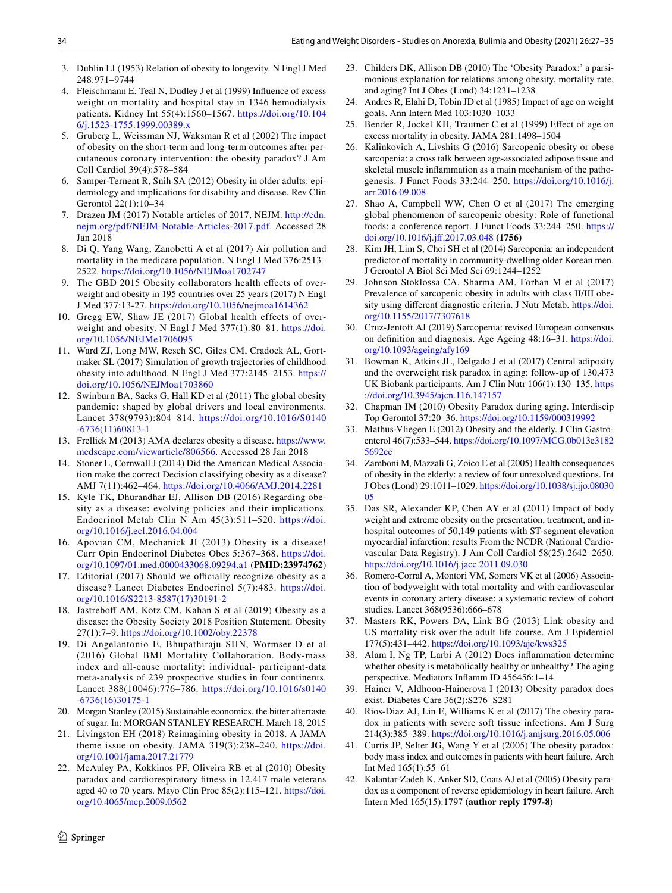3. Dublin LI (1953) Relation of obesity to longevity. N Engl J Med 248:971–9744
4. Fleischmann E, Teal N, Dudley J et al (1999) Influence of excess weight on mortality and hospital stay in 1346 hemodialysis patients. Kidney Int 55(4):1560–1567. https://doi.org/10.1046/j.1523-1755.1999.00389.x
5. Gruberg L, Weissman NJ, Waksman R et al (2002) The impact of obesity on the short-term and long-term outcomes after percutaneous coronary intervention: the obesity paradox? J Am Coll Cardiol 39(4):578–584
6. Samper-Ternent R, Snih SA (2012) Obesity in older adults: epidemiology and implications for disability and disease. Rev Clin Gerontol 22(1):10–34
7. Drazen JM (2017) Notable articles of 2017, NEJM. http://cdn.nejm.org/pdf/NEJM-Notable-Articles-2017.pdf. Accessed 28 Jan 2018
8. Di Q, Yang Wang, Zanobetti A et al (2017) Air pollution and mortality in the medicare population. N Engl J Med 376:2513–2522. https://doi.org/10.1056/NEJMoa1702747
9. The GBD 2015 Obesity collaborators health effects of overweight and obesity in 195 countries over 25 years (2017) N Engl J Med 377:13-27. https://doi.org/10.1056/nejmoa1614362
10. Gregg EW, Shaw JE (2017) Global health effects of overweight and obesity. N Engl J Med 377(1):80–81. https://doi.org/10.1056/NEJMe1706095
11. Ward ZJ, Long MW, Resch SC, Giles CM, Cradock AL, Gortmaker SL (2017) Simulation of growth trajectories of childhood obesity into adulthood. N Engl J Med 377:2145–2153. https://doi.org/10.1056/NEJMoa1703860
12. Swinburn BA, Sacks G, Hall KD et al (2011) The global obesity pandemic: shaped by global drivers and local environments. Lancet 378(9793):804–814. https://doi.org/10.1016/S0140-6736(11)60813-1
13. Frellick M (2013) AMA declares obesity a disease. https://www.medscape.com/viewarticle/806566. Accessed 28 Jan 2018
14. Stoner L, Cornwall J (2014) Did the American Medical Association make the correct Decision classifying obesity as a disease? AMJ 7(11):462–464. https://doi.org/10.4066/AMJ.2014.2281
15. Kyle TK, Dhurandhar EJ, Allison DB (2016) Regarding obesity as a disease: evolving policies and their implications. Endocrinol Metab Clin N Am 45(3):511–520. https://doi.org/10.1016/j.ecl.2016.04.004
16. Apovian CM, Mechanick JI (2013) Obesity is a disease! Curr Opin Endocrinol Diabetes Obes 5:367–368. https://doi.org/10.1097/01.med.0000433068.09294.a1 (**PMID:23974762**)
17. Editorial (2017) Should we officially recognize obesity as a disease? Lancet Diabetes Endocrinol 5(7):483. https://doi.org/10.1016/S2213-8587(17)30191-2
18. Jastreboff AM, Kotz CM, Kahan S et al (2019) Obesity as a disease: the Obesity Society 2018 Position Statement. Obesity 27(1):7–9. https://doi.org/10.1002/oby.22378
19. Di Angelantonio E, Bhupathiraju SHN, Wormser D et al (2016) Global BMI Mortality Collaboration. Body-mass index and all-cause mortality: individual- participant-data meta-analysis of 239 prospective studies in four continents. Lancet 388(10046):776–786. https://doi.org/10.1016/s0140-6736(16)30175-1
20. Morgan Stanley (2015) Sustainable economics. the bitter aftertaste of sugar. In: MORGAN STANLEY RESEARCH, March 18, 2015
21. Livingston EH (2018) Reimagining obesity in 2018. A JAMA theme issue on obesity. JAMA 319(3):238–240. https://doi.org/10.1001/jama.2017.21779
22. McAuley PA, Kokkinos PF, Oliveira RB et al (2010) Obesity paradox and cardiorespiratory fitness in 12,417 male veterans aged 40 to 70 years. Mayo Clin Proc 85(2):115–121. https://doi.org/10.4065/mcp.2009.0562
23. Childers DK, Allison DB (2010) The 'Obesity Paradox:' a parsimonious explanation for relations among obesity, mortality rate, and aging? Int J Obes (Lond) 34:1231–1238
24. Andres R, Elahi D, Tobin JD et al (1985) Impact of age on weight goals. Ann Intern Med 103:1030–1033
25. Bender R, Jockel KH, Trautner C et al (1999) Effect of age on excess mortality in obesity. JAMA 281:1498–1504
26. Kalinkovich A, Livshits G (2016) Sarcopenic obesity or obese sarcopenia: a cross talk between age-associated adipose tissue and skeletal muscle inflammation as a main mechanism of the pathogenesis. J Funct Foods 33:244–250. https://doi.org/10.1016/j.arr.2016.09.008
27. Shao A, Campbell WW, Chen O et al (2017) The emerging global phenomenon of sarcopenic obesity: Role of functional foods; a conference report. J Funct Foods 33:244–250. https://doi.org/10.1016/j.jff.2017.03.048 **(1756)**
28. Kim JH, Lim S, Choi SH et al (2014) Sarcopenia: an independent predictor of mortality in community-dwelling older Korean men. J Gerontol A Biol Sci Med Sci 69:1244–1252
29. Johnson Stoklossa CA, Sharma AM, Forhan M et al (2017) Prevalence of sarcopenic obesity in adults with class II/III obesity using different diagnostic criteria. J Nutr Metab. https://doi.org/10.1155/2017/7307618
30. Cruz-Jentoft AJ (2019) Sarcopenia: revised European consensus on definition and diagnosis. Age Ageing 48:16–31. https://doi.org/10.1093/ageing/afy169
31. Bowman K, Atkins JL, Delgado J et al (2017) Central adiposity and the overweight risk paradox in aging: follow-up of 130,473 UK Biobank participants. Am J Clin Nutr 106(1):130–135. https://doi.org/10.3945/ajcn.116.147157
32. Chapman IM (2010) Obesity Paradox during aging. Interdiscip Top Gerontol 37:20–36. https://doi.org/10.1159/000319992
33. Mathus-Vliegen E (2012) Obesity and the elderly. J Clin Gastroenterol 46(7):533–544. https://doi.org/10.1097/MCG.0b013e31825692ce
34. Zamboni M, Mazzali G, Zoico E et al (2005) Health consequences of obesity in the elderly: a review of four unresolved questions. Int J Obes (Lond) 29:1011–1029. https://doi.org/10.1038/sj.ijo.0803005
35. Das SR, Alexander KP, Chen AY et al (2011) Impact of body weight and extreme obesity on the presentation, treatment, and in-hospital outcomes of 50,149 patients with ST-segment elevation myocardial infarction: results From the NCDR (National Cardiovascular Data Registry). J Am Coll Cardiol 58(25):2642–2650. https://doi.org/10.1016/j.jacc.2011.09.030
36. Romero-Corral A, Montori VM, Somers VK et al (2006) Association of bodyweight with total mortality and with cardiovascular events in coronary artery disease: a systematic review of cohort studies. Lancet 368(9536):666–678
37. Masters RK, Powers DA, Link BG (2013) Link obesity and US mortality risk over the adult life course. Am J Epidemiol 177(5):431–442. https://doi.org/10.1093/aje/kws325
38. Alam I, Ng TP, Larbi A (2012) Does inflammation determine whether obesity is metabolically healthy or unhealthy? The aging perspective. Mediators Inflamm ID 456456:1–14
39. Hainer V, Aldhoon-Hainerova I (2013) Obesity paradox does exist. Diabetes Care 36(2):S276–S281
40. Rios-Diaz AJ, Lin E, Williams K et al (2017) The obesity paradox in patients with severe soft tissue infections. Am J Surg 214(3):385–389. https://doi.org/10.1016/j.amjsurg.2016.05.006
41. Curtis JP, Selter JG, Wang Y et al (2005) The obesity paradox: body mass index and outcomes in patients with heart failure. Arch Int Med 165(1):55–61
42. Kalantar-Zadeh K, Anker SD, Coats AJ et al (2005) Obesity paradox as a component of reverse epidemiology in heart failure. Arch Intern Med 165(15):1797 **(author reply 1797-8)**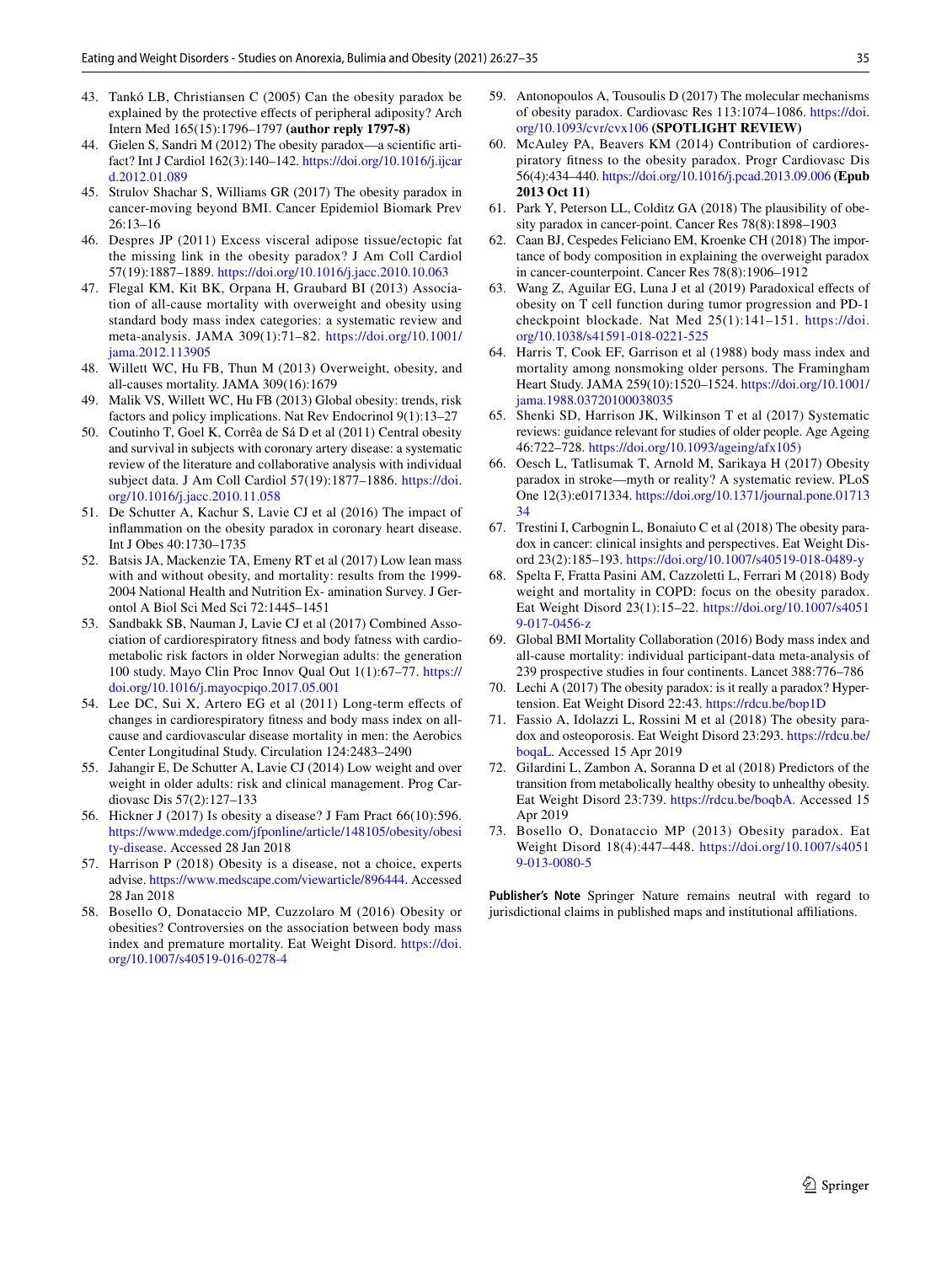43. Tankó LB, Christiansen C (2005) Can the obesity paradox be explained by the protective effects of peripheral adiposity? Arch Intern Med 165(15):1796–1797 **(author reply 1797-8)**
44. Gielen S, Sandri M (2012) The obesity paradox—a scientific artifact? Int J Cardiol 162(3):140–142. https://doi.org/10.1016/j.ijcard.2012.01.089
45. Strulov Shachar S, Williams GR (2017) The obesity paradox in cancer-moving beyond BMI. Cancer Epidemiol Biomark Prev 26:13–16
46. Despres JP (2011) Excess visceral adipose tissue/ectopic fat the missing link in the obesity paradox? J Am Coll Cardiol 57(19):1887–1889. https://doi.org/10.1016/j.jacc.2010.10.063
47. Flegal KM, Kit BK, Orpana H, Graubard BI (2013) Association of all-cause mortality with overweight and obesity using standard body mass index categories: a systematic review and meta-analysis. JAMA 309(1):71–82. https://doi.org/10.1001/jama.2012.113905
48. Willett WC, Hu FB, Thun M (2013) Overweight, obesity, and all-causes mortality. JAMA 309(16):1679
49. Malik VS, Willett WC, Hu FB (2013) Global obesity: trends, risk factors and policy implications. Nat Rev Endocrinol 9(1):13–27
50. Coutinho T, Goel K, Corrêa de Sá D et al (2011) Central obesity and survival in subjects with coronary artery disease: a systematic review of the literature and collaborative analysis with individual subject data. J Am Coll Cardiol 57(19):1877–1886. https://doi.org/10.1016/j.jacc.2010.11.058
51. De Schutter A, Kachur S, Lavie CJ et al (2016) The impact of inflammation on the obesity paradox in coronary heart disease. Int J Obes 40:1730–1735
52. Batsis JA, Mackenzie TA, Emeny RT et al (2017) Low lean mass with and without obesity, and mortality: results from the 1999-2004 National Health and Nutrition Ex- amination Survey. J Gerontol A Biol Sci Med Sci 72:1445–1451
53. Sandbakk SB, Nauman J, Lavie CJ et al (2017) Combined Association of cardiorespiratory fitness and body fatness with cardiometabolic risk factors in older Norwegian adults: the generation 100 study. Mayo Clin Proc Innov Qual Out 1(1):67–77. https://doi.org/10.1016/j.mayocpiqo.2017.05.001
54. Lee DC, Sui X, Artero EG et al (2011) Long-term effects of changes in cardiorespiratory fitness and body mass index on all-cause and cardiovascular disease mortality in men: the Aerobics Center Longitudinal Study. Circulation 124:2483–2490
55. Jahangir E, De Schutter A, Lavie CJ (2014) Low weight and over weight in older adults: risk and clinical management. Prog Cardiovasc Dis 57(2):127–133
56. Hickner J (2017) Is obesity a disease? J Fam Pract 66(10):596. https://www.mdedge.com/jfponline/article/148105/obesity/obesity-disease. Accessed 28 Jan 2018
57. Harrison P (2018) Obesity is a disease, not a choice, experts advise. https://www.medscape.com/viewarticle/896444. Accessed 28 Jan 2018
58. Bosello O, Donataccio MP, Cuzzolaro M (2016) Obesity or obesities? Controversies on the association between body mass index and premature mortality. Eat Weight Disord. https://doi.org/10.1007/s40519-016-0278-4
59. Antonopoulos A, Tousoulis D (2017) The molecular mechanisms of obesity paradox. Cardiovasc Res 113:1074–1086. https://doi.org/10.1093/cvr/cvx106 **(SPOTLIGHT REVIEW)**
60. McAuley PA, Beavers KM (2014) Contribution of cardiorespiratory fitness to the obesity paradox. Progr Cardiovasc Dis 56(4):434–440. https://doi.org/10.1016/j.pcad.2013.09.006 **(Epub 2013 Oct 11)**
61. Park Y, Peterson LL, Colditz GA (2018) The plausibility of obesity paradox in cancer-point. Cancer Res 78(8):1898–1903
62. Caan BJ, Cespedes Feliciano EM, Kroenke CH (2018) The importance of body composition in explaining the overweight paradox in cancer-counterpoint. Cancer Res 78(8):1906–1912
63. Wang Z, Aguilar EG, Luna J et al (2019) Paradoxical effects of obesity on T cell function during tumor progression and PD-1 checkpoint blockade. Nat Med 25(1):141–151. https://doi.org/10.1038/s41591-018-0221-525
64. Harris T, Cook EF, Garrison et al (1988) body mass index and mortality among nonsmoking older persons. The Framingham Heart Study. JAMA 259(10):1520–1524. https://doi.org/10.1001/jama.1988.03720100038035
65. Shenki SD, Harrison JK, Wilkinson T et al (2017) Systematic reviews: guidance relevant for studies of older people. Age Ageing 46:722–728. https://doi.org/10.1093/ageing/afx105)
66. Oesch L, Tatlisumak T, Arnold M, Sarikaya H (2017) Obesity paradox in stroke—myth or reality? A systematic review. PLoS One 12(3):e0171334. https://doi.org/10.1371/journal.pone.0171334
67. Trestini I, Carbognin L, Bonaiuto C et al (2018) The obesity paradox in cancer: clinical insights and perspectives. Eat Weight Disord 23(2):185–193. https://doi.org/10.1007/s40519-018-0489-y
68. Spelta F, Fratta Pasini AM, Cazzoletti L, Ferrari M (2018) Body weight and mortality in COPD: focus on the obesity paradox. Eat Weight Disord 23(1):15–22. https://doi.org/10.1007/s40519-017-0456-z
69. Global BMI Mortality Collaboration (2016) Body mass index and all-cause mortality: individual participant-data meta-analysis of 239 prospective studies in four continents. Lancet 388:776–786
70. Lechi A (2017) The obesity paradox: is it really a paradox? Hypertension. Eat Weight Disord 22:43. https://rdcu.be/bop1D
71. Fassio A, Idolazzi L, Rossini M et al (2018) The obesity paradox and osteoporosis. Eat Weight Disord 23:293. https://rdcu.be/boqaL. Accessed 15 Apr 2019
72. Gilardini L, Zambon A, Soranna D et al (2018) Predictors of the transition from metabolically healthy obesity to unhealthy obesity. Eat Weight Disord 23:739. https://rdcu.be/boqbA. Accessed 15 Apr 2019
73. Bosello O, Donataccio MP (2013) Obesity paradox. Eat Weight Disord 18(4):447–448. https://doi.org/10.1007/s40519-013-0080-5

**Publisher's Note** Springer Nature remains neutral with regard to jurisdictional claims in published maps and institutional affiliations.